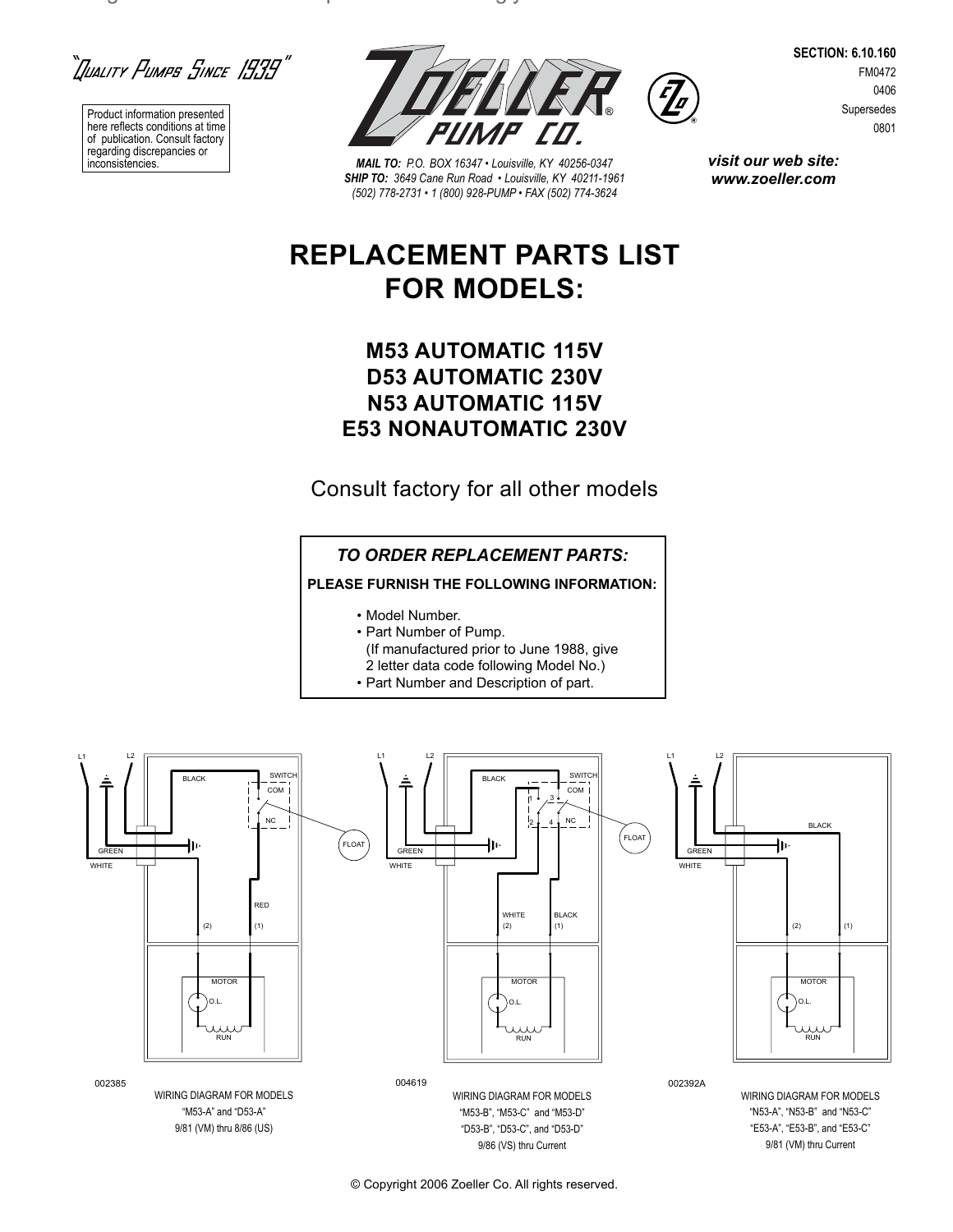"Quality Pumps Since 1939"

Product information presented here reflects conditions at time of publication. Consult factory regarding discrepancies or inconsistencies.

**ZOELLER PUMP CO.**

***MAIL TO:*** *P.O. BOX 16347 • Louisville, KY 40256-0347*
***SHIP TO:*** *3649 Cane Run Road • Louisville, KY 40211-1961*
*(502) 778-2731 • 1 (800) 928-PUMP • FAX (502) 774-3624*

**SECTION: 6.10.160**
FM0472
0406
Supersedes
0801

***visit our web site:***
***www.zoeller.com***

# REPLACEMENT PARTS LIST FOR MODELS:

## M53 AUTOMATIC 115V
## D53 AUTOMATIC 230V
## N53 AUTOMATIC 115V
## E53 NONAUTOMATIC 230V

Consult factory for all other models

### *TO ORDER REPLACEMENT PARTS:*

**PLEASE FURNISH THE FOLLOWING INFORMATION:**

- Model Number.
- Part Number of Pump.
  (If manufactured prior to June 1988, give 2 letter data code following Model No.)
- Part Number and Description of part.

L1 L2 BLACK SWITCH COM NC FLOAT GREEN WHITE RED (2) (1) MOTOR O.L. RUN

002385

WIRING DIAGRAM FOR MODELS
"M53-A" and "D53-A"
9/81 (VM) thru 8/86 (US)

L1 L2 BLACK SWITCH 1 3 COM 2 4 NC FLOAT GREEN WHITE WHITE (2) BLACK (1) MOTOR O.L. RUN

004619

WIRING DIAGRAM FOR MODELS
"M53-B", "M53-C" and "M53-D"
"D53-B", "D53-C", and "D53-D"
9/86 (VS) thru Current

L1 L2 BLACK GREEN WHITE (2) (1) MOTOR O.L. RUN

002392A

WIRING DIAGRAM FOR MODELS
"N53-A", "N53-B" and "N53-C"
"E53-A", "E53-B", and "E53-C"
9/81 (VM) thru Current

© Copyright 2006 Zoeller Co. All rights reserved.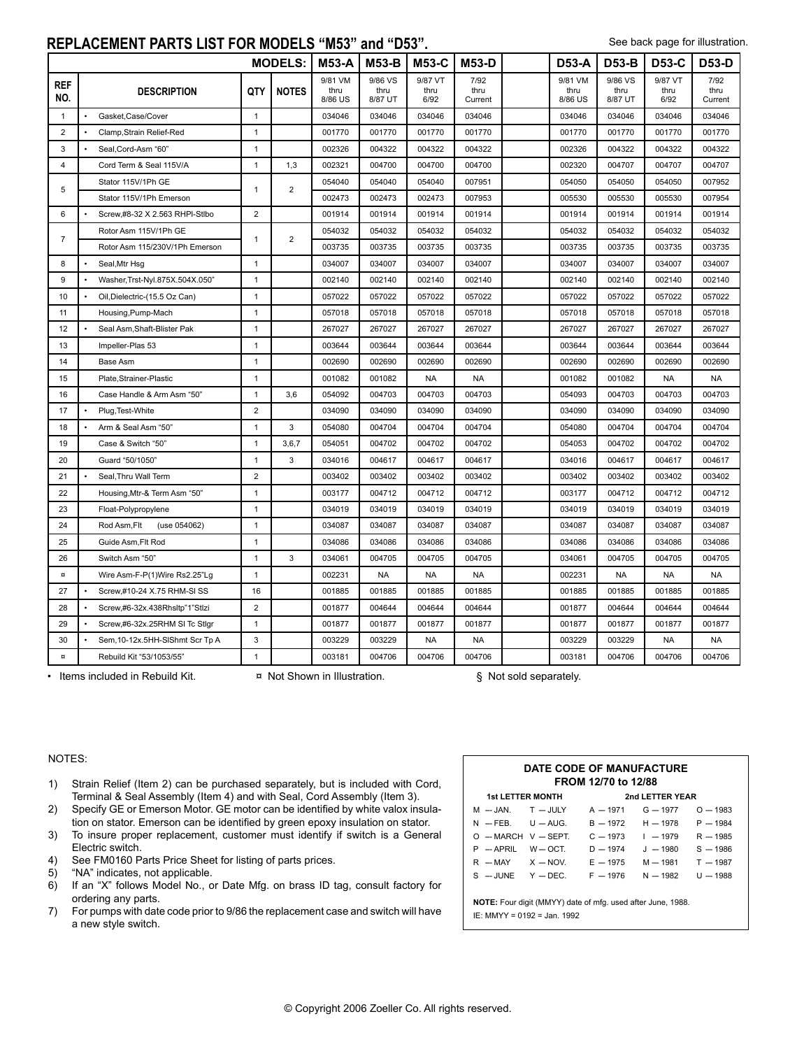## REPLACEMENT PARTS LIST FOR MODELS "M53" and "D53".

See back page for illustration.

| | | | MODELS: | M53-A | M53-B | M53-C | M53-D | | D53-A | D53-B | D53-C | D53-D |
|---|---|---|---|---|---|---|---|---|---|---|---|---|
| REF NO. | DESCRIPTION | QTY | NOTES | 9/81 VM thru 8/86 US | 9/86 VS thru 8/87 UT | 9/87 VT thru 6/92 | 7/92 thru Current | | 9/81 VM thru 8/86 US | 9/86 VS thru 8/87 UT | 9/87 VT thru 6/92 | 7/92 thru Current |
| 1 | • Gasket,Case/Cover | 1 | | 034046 | 034046 | 034046 | 034046 | | 034046 | 034046 | 034046 | 034046 |
| 2 | • Clamp,Strain Relief-Red | 1 | | 001770 | 001770 | 001770 | 001770 | | 001770 | 001770 | 001770 | 001770 |
| 3 | • Seal,Cord-Asm "60" | 1 | | 002326 | 004322 | 004322 | 004322 | | 002326 | 004322 | 004322 | 004322 |
| 4 | Cord Term & Seal 115V/A | 1 | 1,3 | 002321 | 004700 | 004700 | 004700 | | 002320 | 004707 | 004707 | 004707 |
| 5 | Stator 115V/1Ph GE | 1 | 2 | 054040 | 054040 | 054040 | 007951 | | 054050 | 054050 | 054050 | 007952 |
| | Stator 115V/1Ph Emerson | | | 002473 | 002473 | 002473 | 007953 | | 005530 | 005530 | 005530 | 007954 |
| 6 | • Screw,#8-32 X 2.563 RHPl-Stlbo | 2 | | 001914 | 001914 | 001914 | 001914 | | 001914 | 001914 | 001914 | 001914 |
| 7 | Rotor Asm 115V/1Ph GE | 1 | 2 | 054032 | 054032 | 054032 | 054032 | | 054032 | 054032 | 054032 | 054032 |
| | Rotor Asm 115/230V/1Ph Emerson | | | 003735 | 003735 | 003735 | 003735 | | 003735 | 003735 | 003735 | 003735 |
| 8 | • Seal,Mtr Hsg | 1 | | 034007 | 034007 | 034007 | 034007 | | 034007 | 034007 | 034007 | 034007 |
| 9 | • Washer,Trst-Nyl.875X.504X.050" | 1 | | 002140 | 002140 | 002140 | 002140 | | 002140 | 002140 | 002140 | 002140 |
| 10 | • Oil,Dielectric-(15.5 Oz Can) | 1 | | 057022 | 057022 | 057022 | 057022 | | 057022 | 057022 | 057022 | 057022 |
| 11 | Housing,Pump-Mach | 1 | | 057018 | 057018 | 057018 | 057018 | | 057018 | 057018 | 057018 | 057018 |
| 12 | • Seal Asm,Shaft-Blister Pak | 1 | | 267027 | 267027 | 267027 | 267027 | | 267027 | 267027 | 267027 | 267027 |
| 13 | Impeller-Plas 53 | 1 | | 003644 | 003644 | 003644 | 003644 | | 003644 | 003644 | 003644 | 003644 |
| 14 | Base Asm | 1 | | 002690 | 002690 | 002690 | 002690 | | 002690 | 002690 | 002690 | 002690 |
| 15 | Plate,Strainer-Plastic | 1 | | 001082 | 001082 | NA | NA | | 001082 | 001082 | NA | NA |
| 16 | Case Handle & Arm Asm "50" | 1 | 3,6 | 054092 | 004703 | 004703 | 004703 | | 054093 | 004703 | 004703 | 004703 |
| 17 | • Plug,Test-White | 2 | | 034090 | 034090 | 034090 | 034090 | | 034090 | 034090 | 034090 | 034090 |
| 18 | • Arm & Seal Asm "50" | 1 | 3 | 054080 | 004704 | 004704 | 004704 | | 054080 | 004704 | 004704 | 004704 |
| 19 | Case & Switch "50" | 1 | 3,6,7 | 054051 | 004702 | 004702 | 004702 | | 054053 | 004702 | 004702 | 004702 |
| 20 | Guard "50/1050" | 1 | 3 | 034016 | 004617 | 004617 | 004617 | | 034016 | 004617 | 004617 | 004617 |
| 21 | • Seal,Thru Wall Term | 2 | | 003402 | 003402 | 003402 | 003402 | | 003402 | 003402 | 003402 | 003402 |
| 22 | Housing,Mtr-& Term Asm "50" | 1 | | 003177 | 004712 | 004712 | 004712 | | 003177 | 004712 | 004712 | 004712 |
| 23 | Float-Polypropylene | 1 | | 034019 | 034019 | 034019 | 034019 | | 034019 | 034019 | 034019 | 034019 |
| 24 | Rod Asm,Flt (use 054062) | 1 | | 034087 | 034087 | 034087 | 034087 | | 034087 | 034087 | 034087 | 034087 |
| 25 | Guide Asm,Flt Rod | 1 | | 034086 | 034086 | 034086 | 034086 | | 034086 | 034086 | 034086 | 034086 |
| 26 | Switch Asm "50" | 1 | 3 | 034061 | 004705 | 004705 | 004705 | | 034061 | 004705 | 004705 | 004705 |
| ¤ | Wire Asm-F-P(1)Wire Rs2.25"Lg | 1 | | 002231 | NA | NA | NA | | 002231 | NA | NA | NA |
| 27 | • Screw,#10-24 X.75 RHM-Sl SS | 16 | | 001885 | 001885 | 001885 | 001885 | | 001885 | 001885 | 001885 | 001885 |
| 28 | • Screw,#6-32x.438Rhsltp"1"Stlzi | 2 | | 001877 | 004644 | 004644 | 004644 | | 001877 | 004644 | 004644 | 004644 |
| 29 | • Screw,#6-32x.25RHM Sl Tc Stlgr | 1 | | 001877 | 001877 | 001877 | 001877 | | 001877 | 001877 | 001877 | 001877 |
| 30 | • Sem,10-12x.5HH-SlShmt Scr Tp A | 3 | | 003229 | 003229 | NA | NA | | 003229 | 003229 | NA | NA |
| ¤ | Rebuild Kit "53/1053/55" | 1 | | 003181 | 004706 | 004706 | 004706 | | 003181 | 004706 | 004706 | 004706 |

• Items included in Rebuild Kit. ¤ Not Shown in Illustration. § Not sold separately.

NOTES:

1) Strain Relief (Item 2) can be purchased separately, but is included with Cord, Terminal & Seal Assembly (Item 4) and with Seal, Cord Assembly (Item 3).
2) Specify GE or Emerson Motor. GE motor can be identified by white valox insulation on stator. Emerson can be identified by green epoxy insulation on stator.
3) To insure proper replacement, customer must identify if switch is a General Electric switch.
4) See FM0160 Parts Price Sheet for listing of parts prices.
5) "NA" indicates, not applicable.
6) If an "X" follows Model No., or Date Mfg. on brass ID tag, consult factory for ordering any parts.
7) For pumps with date code prior to 9/86 the replacement case and switch will have a new style switch.

### DATE CODE OF MANUFACTURE FROM 12/70 to 12/88

| 1st LETTER MONTH | | 2nd LETTER YEAR | | |
|---|---|---|---|---|
| M — JAN. | T — JULY | A — 1971 | G — 1977 | O — 1983 |
| N — FEB. | U — AUG. | B — 1972 | H — 1978 | P — 1984 |
| O — MARCH | V — SEPT. | C — 1973 | I — 1979 | R — 1985 |
| P — APRIL | W — OCT. | D — 1974 | J — 1980 | S — 1986 |
| R — MAY | X — NOV. | E — 1975 | M — 1981 | T — 1987 |
| S — JUNE | Y — DEC. | F — 1976 | N — 1982 | U — 1988 |

**NOTE:** Four digit (MMYY) date of mfg. used after June, 1988.
IE: MMYY = 0192 = Jan. 1992

© Copyright 2006 Zoeller Co. All rights reserved.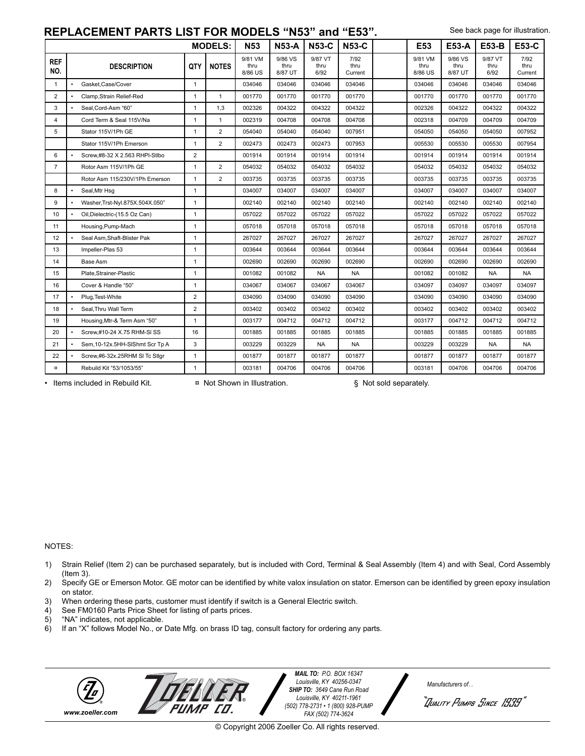## REPLACEMENT PARTS LIST FOR MODELS "N53" and "E53".

See back page for illustration.

| | | | MODELS: | N53 | N53-A | N53-C | N53-C | | E53 | E53-A | E53-B | E53-C |
|---|---|---|---|---|---|---|---|---|---|---|---|---|
| REF NO. | DESCRIPTION | QTY | NOTES | 9/81 VM thru 8/86 US | 9/86 VS thru 8/87 UT | 9/87 VT thru 6/92 | 7/92 thru Current | | 9/81 VM thru 8/86 US | 9/86 VS thru 8/87 UT | 9/87 VT thru 6/92 | 7/92 thru Current |
| 1 | • Gasket,Case/Cover | 1 | | 034046 | 034046 | 034046 | 034046 | | 034046 | 034046 | 034046 | 034046 |
| 2 | • Clamp,Strain Relief-Red | 1 | 1 | 001770 | 001770 | 001770 | 001770 | | 001770 | 001770 | 001770 | 001770 |
| 3 | • Seal,Cord-Asm "60" | 1 | 1,3 | 002326 | 004322 | 004322 | 004322 | | 002326 | 004322 | 004322 | 004322 |
| 4 | Cord Term & Seal 115V/Na | 1 | 1 | 002319 | 004708 | 004708 | 004708 | | 002318 | 004709 | 004709 | 004709 |
| 5 | Stator 115V/1Ph GE | 1 | 2 | 054040 | 054040 | 054040 | 007951 | | 054050 | 054050 | 054050 | 007952 |
| | Stator 115V/1Ph Emerson | 1 | 2 | 002473 | 002473 | 002473 | 007953 | | 005530 | 005530 | 005530 | 007954 |
| 6 | • Screw,#8-32 X 2.563 RHPl-Stlbo | 2 | | 001914 | 001914 | 001914 | 001914 | | 001914 | 001914 | 001914 | 001914 |
| 7 | Rotor Asm 115V/1Ph GE | 1 | 2 | 054032 | 054032 | 054032 | 054032 | | 054032 | 054032 | 054032 | 054032 |
| | Rotor Asm 115/230V/1Ph Emerson | 1 | 2 | 003735 | 003735 | 003735 | 003735 | | 003735 | 003735 | 003735 | 003735 |
| 8 | • Seal,Mtr Hsg | 1 | | 034007 | 034007 | 034007 | 034007 | | 034007 | 034007 | 034007 | 034007 |
| 9 | • Washer,Trst-Nyl.875X.504X.050" | 1 | | 002140 | 002140 | 002140 | 002140 | | 002140 | 002140 | 002140 | 002140 |
| 10 | • Oil,Dielectric-(15.5 Oz Can) | 1 | | 057022 | 057022 | 057022 | 057022 | | 057022 | 057022 | 057022 | 057022 |
| 11 | Housing,Pump-Mach | 1 | | 057018 | 057018 | 057018 | 057018 | | 057018 | 057018 | 057018 | 057018 |
| 12 | • Seal Asm,Shaft-Blister Pak | 1 | | 267027 | 267027 | 267027 | 267027 | | 267027 | 267027 | 267027 | 267027 |
| 13 | Impeller-Plas 53 | 1 | | 003644 | 003644 | 003644 | 003644 | | 003644 | 003644 | 003644 | 003644 |
| 14 | Base Asm | 1 | | 002690 | 002690 | 002690 | 002690 | | 002690 | 002690 | 002690 | 002690 |
| 15 | Plate,Strainer-Plastic | 1 | | 001082 | 001082 | NA | NA | | 001082 | 001082 | NA | NA |
| 16 | Cover & Handle "50" | 1 | | 034067 | 034067 | 034067 | 034067 | | 034097 | 034097 | 034097 | 034097 |
| 17 | • Plug,Test-White | 2 | | 034090 | 034090 | 034090 | 034090 | | 034090 | 034090 | 034090 | 034090 |
| 18 | • Seal,Thru Wall Term | 2 | | 003402 | 003402 | 003402 | 003402 | | 003402 | 003402 | 003402 | 003402 |
| 19 | Housing,Mtr-& Term Asm "50" | 1 | | 003177 | 004712 | 004712 | 004712 | | 003177 | 004712 | 004712 | 004712 |
| 20 | • Screw,#10-24 X.75 RHM-Sl SS | 16 | | 001885 | 001885 | 001885 | 001885 | | 001885 | 001885 | 001885 | 001885 |
| 21 | • Sem,10-12x.5HH-SlShmt Scr Tp A | 3 | | 003229 | 003229 | NA | NA | | 003229 | 003229 | NA | NA |
| 22 | • Screw,#6-32x.25RHM Sl Tc Stlgr | 1 | | 001877 | 001877 | 001877 | 001877 | | 001877 | 001877 | 001877 | 001877 |
| ¤ | Rebuild Kit "53/1053/55" | 1 | | 003181 | 004706 | 004706 | 004706 | | 003181 | 004706 | 004706 | 004706 |

• Items included in Rebuild Kit. ¤ Not Shown in Illustration. § Not sold separately.

NOTES:

1) Strain Relief (Item 2) can be purchased separately, but is included with Cord, Terminal & Seal Assembly (Item 4) and with Seal, Cord Assembly (Item 3).
2) Specify GE or Emerson Motor. GE motor can be identified by white valox insulation on stator. Emerson can be identified by green epoxy insulation on stator.
3) When ordering these parts, customer must identify if switch is a General Electric switch.
4) See FM0160 Parts Price Sheet for listing of parts prices.
5) "NA" indicates, not applicable.
6) If an "X" follows Model No., or Date Mfg. on brass ID tag, consult factory for ordering any parts.

www.zoeller.com

ZOELLER PUMP CO.

*MAIL TO: P.O. BOX 16347 Louisville, KY 40256-0347*
*SHIP TO: 3649 Cane Run Road Louisville, KY 40211-1961*
*(502) 778-2731 • 1 (800) 928-PUMP*
*FAX (502) 774-3624*

*Manufacturers of..*

"Quality Pumps Since 1939"

© Copyright 2006 Zoeller Co. All rights reserved.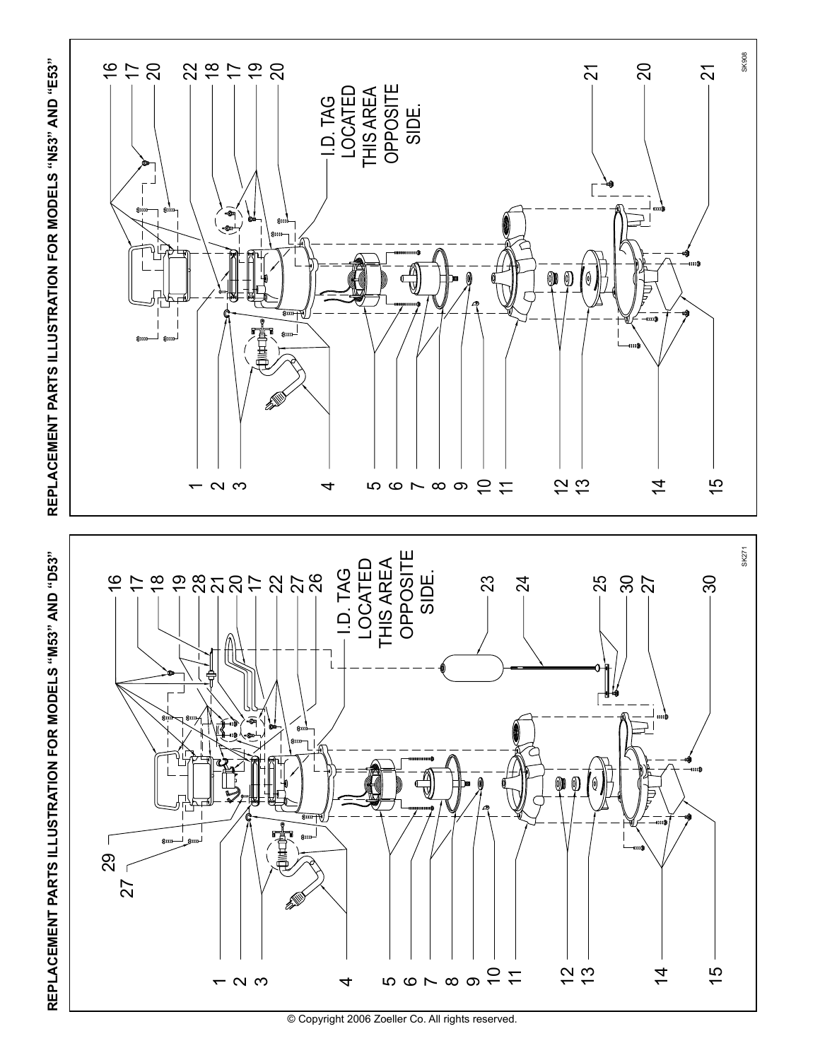## REPLACEMENT PARTS ILLUSTRATION FOR MODELS "N53" AND "E53"

I.D. TAG LOCATED THIS AREA OPPOSITE SIDE.

1
2
3
4
5
6
7
8
9
10
11
12
13
14
15
16
17
20
22
18
17
19
20
21
20
21

SK908

## REPLACEMENT PARTS ILLUSTRATION FOR MODELS "M53" AND "D53"

I.D. TAG LOCATED THIS AREA OPPOSITE SIDE.

1
2
3
4
5
6
7
8
9
10
11
12
13
14
15
29
27
16
17
18
19
28
21
20
17
22
27
26
23
24
25
30
27
30

SK271

© Copyright 2006 Zoeller Co. All rights reserved.